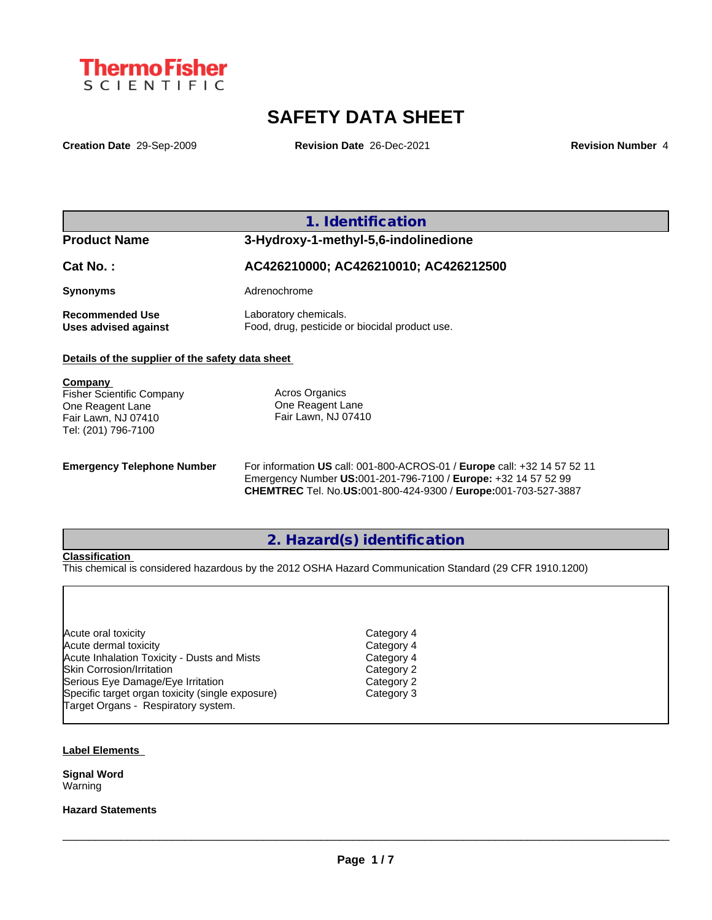**Thermo Fisher SCIENTIFIC**

# SAFETY DATA SHEET

**Creation Date** 29-Sep-2009 **Revision Date** 26-Dec-2021 **Revision Number** 4

## 1. Identification

| | |
|---|---|
| **Product Name** | **3-Hydroxy-1-methyl-5,6-indolinedione** |
| **Cat No. :** | **AC426210000; AC426210010; AC426212500** |
| **Synonyms** | Adrenochrome |
| **Recommended Use** | Laboratory chemicals. |
| **Uses advised against** | Food, drug, pesticide or biocidal product use. |

**Details of the supplier of the safety data sheet**

**Company**
Fisher Scientific Company
One Reagent Lane
Fair Lawn, NJ 07410
Tel: (201) 796-7100

Acros Organics
One Reagent Lane
Fair Lawn, NJ 07410

**Emergency Telephone Number**
For information **US** call: 001-800-ACROS-01 / **Europe** call: +32 14 57 52 11
Emergency Number **US:**001-201-796-7100 / **Europe:** +32 14 57 52 99
**CHEMTREC** Tel. No.**US:**001-800-424-9300 / **Europe:**001-703-527-3887

## 2. Hazard(s) identification

**Classification**

This chemical is considered hazardous by the 2012 OSHA Hazard Communication Standard (29 CFR 1910.1200)

| | |
|---|---|
| Acute oral toxicity | Category 4 |
| Acute dermal toxicity | Category 4 |
| Acute Inhalation Toxicity - Dusts and Mists | Category 4 |
| Skin Corrosion/Irritation | Category 2 |
| Serious Eye Damage/Eye Irritation | Category 2 |
| Specific target organ toxicity (single exposure) | Category 3 |

Target Organs - Respiratory system.

**Label Elements**

**Signal Word**
Warning

**Hazard Statements**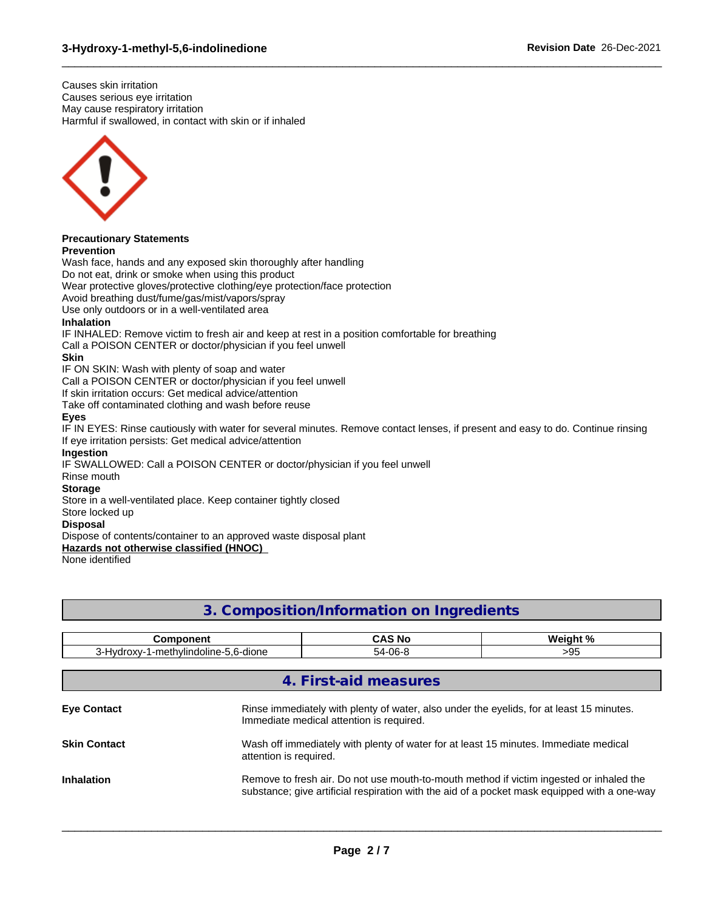Causes skin irritation
Causes serious eye irritation
May cause respiratory irritation
Harmful if swallowed, in contact with skin or if inhaled

**Precautionary Statements**
**Prevention**
Wash face, hands and any exposed skin thoroughly after handling
Do not eat, drink or smoke when using this product
Wear protective gloves/protective clothing/eye protection/face protection
Avoid breathing dust/fume/gas/mist/vapors/spray
Use only outdoors or in a well-ventilated area
**Inhalation**
IF INHALED: Remove victim to fresh air and keep at rest in a position comfortable for breathing
Call a POISON CENTER or doctor/physician if you feel unwell
**Skin**
IF ON SKIN: Wash with plenty of soap and water
Call a POISON CENTER or doctor/physician if you feel unwell
If skin irritation occurs: Get medical advice/attention
Take off contaminated clothing and wash before reuse
**Eyes**
IF IN EYES: Rinse cautiously with water for several minutes. Remove contact lenses, if present and easy to do. Continue rinsing
If eye irritation persists: Get medical advice/attention
**Ingestion**
IF SWALLOWED: Call a POISON CENTER or doctor/physician if you feel unwell
Rinse mouth
**Storage**
Store in a well-ventilated place. Keep container tightly closed
Store locked up
**Disposal**
Dispose of contents/container to an approved waste disposal plant
**Hazards not otherwise classified (HNOC)**
None identified

## 3. Composition/Information on Ingredients

| Component | CAS No | Weight % |
|---|---|---|
| 3-Hydroxy-1-methylindoline-5,6-dione | 54-06-8 | >95 |

## 4. First-aid measures

**Eye Contact**
Rinse immediately with plenty of water, also under the eyelids, for at least 15 minutes. Immediate medical attention is required.

**Skin Contact**
Wash off immediately with plenty of water for at least 15 minutes. Immediate medical attention is required.

**Inhalation**
Remove to fresh air. Do not use mouth-to-mouth method if victim ingested or inhaled the substance; give artificial respiration with the aid of a pocket mask equipped with a one-way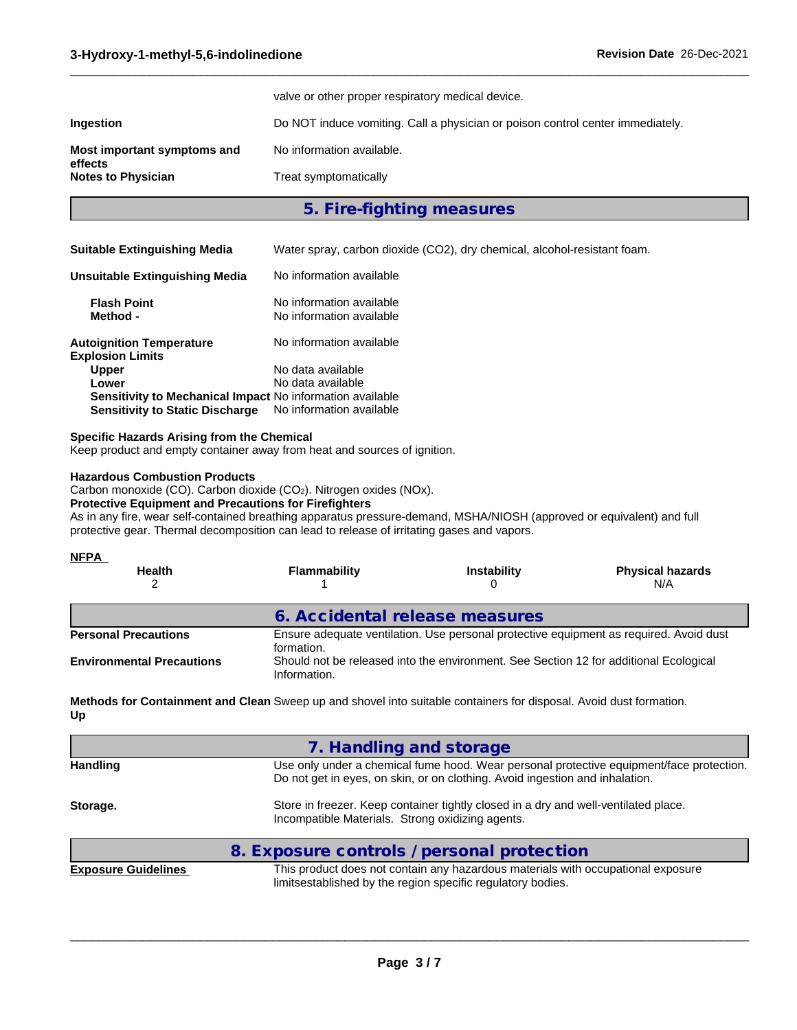valve or other proper respiratory medical device.

| | |
|---|---|
| **Ingestion** | Do NOT induce vomiting. Call a physician or poison control center immediately. |
| **Most important symptoms and effects** | No information available. |
| **Notes to Physician** | Treat symptomatically |

## 5. Fire-fighting measures

| | |
|---|---|
| **Suitable Extinguishing Media** | Water spray, carbon dioxide (CO2), dry chemical, alcohol-resistant foam. |
| **Unsuitable Extinguishing Media** | No information available |
| **Flash Point** | No information available |
| **Method -** | No information available |
| **Autoignition Temperature** | No information available |
| **Explosion Limits** | |
| **Upper** | No data available |
| **Lower** | No data available |
| **Sensitivity to Mechanical Impact** | No information available |
| **Sensitivity to Static Discharge** | No information available |

**Specific Hazards Arising from the Chemical**
Keep product and empty container away from heat and sources of ignition.

**Hazardous Combustion Products**
Carbon monoxide (CO). Carbon dioxide ($CO_2$). Nitrogen oxides (NOx).

**Protective Equipment and Precautions for Firefighters**
As in any fire, wear self-contained breathing apparatus pressure-demand, MSHA/NIOSH (approved or equivalent) and full protective gear. Thermal decomposition can lead to release of irritating gases and vapors.

**NFPA**

| Health | Flammability | Instability | Physical hazards |
|---|---|---|---|
| 2 | 1 | 0 | N/A |

## 6. Accidental release measures

| | |
|---|---|
| **Personal Precautions** | Ensure adequate ventilation. Use personal protective equipment as required. Avoid dust formation. |
| **Environmental Precautions** | Should not be released into the environment. See Section 12 for additional Ecological Information. |
| **Methods for Containment and Clean Up** | Sweep up and shovel into suitable containers for disposal. Avoid dust formation. |

## 7. Handling and storage

| | |
|---|---|
| **Handling** | Use only under a chemical fume hood. Wear personal protective equipment/face protection. Do not get in eyes, on skin, or on clothing. Avoid ingestion and inhalation. |
| **Storage.** | Store in freezer. Keep container tightly closed in a dry and well-ventilated place. Incompatible Materials. Strong oxidizing agents. |

## 8. Exposure controls / personal protection

| | |
|---|---|
| **Exposure Guidelines** | This product does not contain any hazardous materials with occupational exposure limitsestablished by the region specific regulatory bodies. |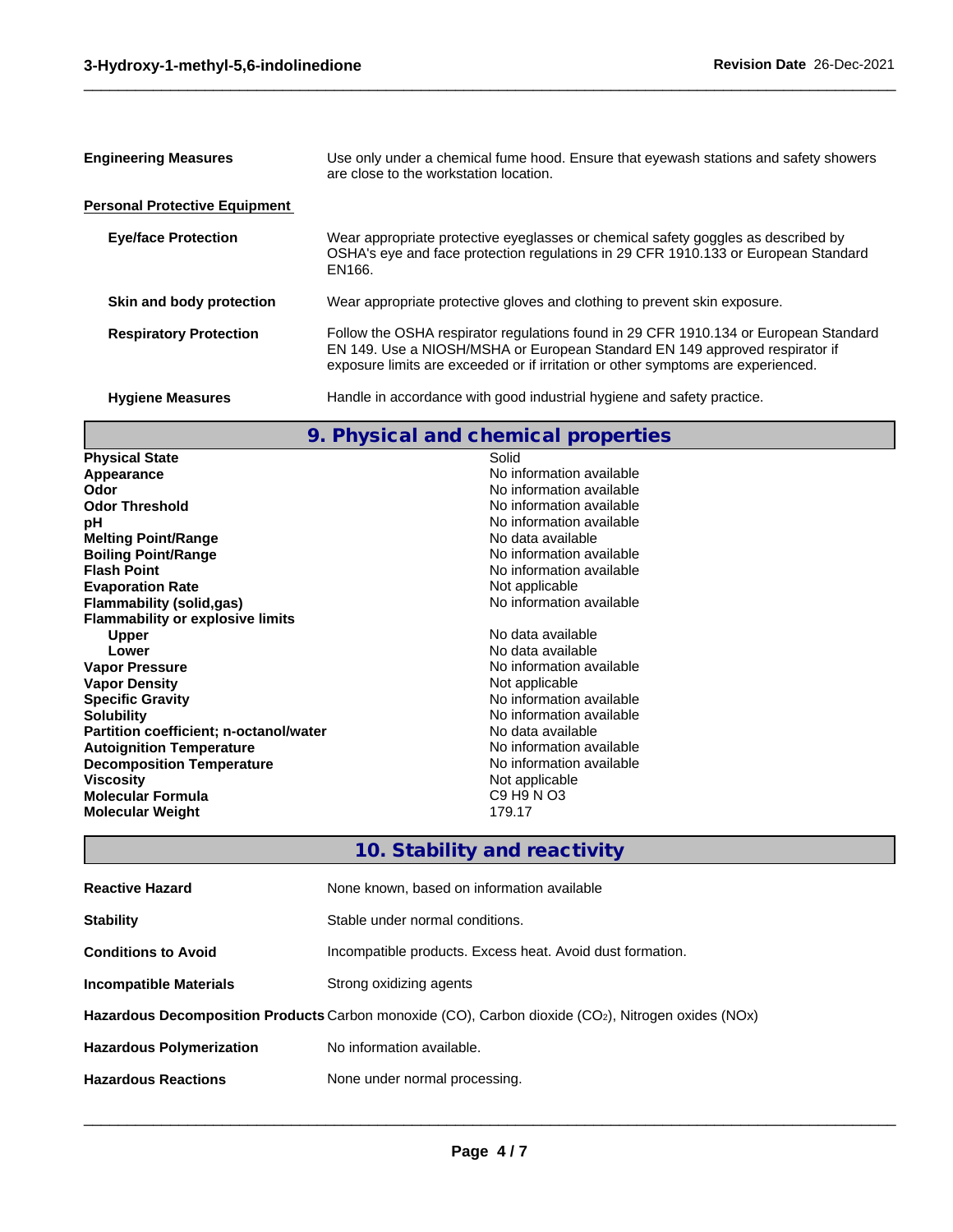**Engineering Measures** — Use only under a chemical fume hood. Ensure that eyewash stations and safety showers are close to the workstation location.

**Personal Protective Equipment**

| | |
|---|---|
| **Eye/face Protection** | Wear appropriate protective eyeglasses or chemical safety goggles as described by OSHA's eye and face protection regulations in 29 CFR 1910.133 or European Standard EN166. |
| **Skin and body protection** | Wear appropriate protective gloves and clothing to prevent skin exposure. |
| **Respiratory Protection** | Follow the OSHA respirator regulations found in 29 CFR 1910.134 or European Standard EN 149. Use a NIOSH/MSHA or European Standard EN 149 approved respirator if exposure limits are exceeded or if irritation or other symptoms are experienced. |
| **Hygiene Measures** | Handle in accordance with good industrial hygiene and safety practice. |

## 9. Physical and chemical properties

| | |
|---|---|
| **Physical State** | Solid |
| **Appearance** | No information available |
| **Odor** | No information available |
| **Odor Threshold** | No information available |
| **pH** | No information available |
| **Melting Point/Range** | No data available |
| **Boiling Point/Range** | No information available |
| **Flash Point** | No information available |
| **Evaporation Rate** | Not applicable |
| **Flammability (solid,gas)** | No information available |
| **Flammability or explosive limits** | |
| **Upper** | No data available |
| **Lower** | No data available |
| **Vapor Pressure** | No information available |
| **Vapor Density** | Not applicable |
| **Specific Gravity** | No information available |
| **Solubility** | No information available |
| **Partition coefficient; n-octanol/water** | No data available |
| **Autoignition Temperature** | No information available |
| **Decomposition Temperature** | No information available |
| **Viscosity** | Not applicable |
| **Molecular Formula** | C9 H9 N O3 |
| **Molecular Weight** | 179.17 |

## 10. Stability and reactivity

| | |
|---|---|
| **Reactive Hazard** | None known, based on information available |
| **Stability** | Stable under normal conditions. |
| **Conditions to Avoid** | Incompatible products. Excess heat. Avoid dust formation. |
| **Incompatible Materials** | Strong oxidizing agents |
| **Hazardous Decomposition Products** | Carbon monoxide (CO), Carbon dioxide ($CO_2$), Nitrogen oxides (NOx) |
| **Hazardous Polymerization** | No information available. |
| **Hazardous Reactions** | None under normal processing. |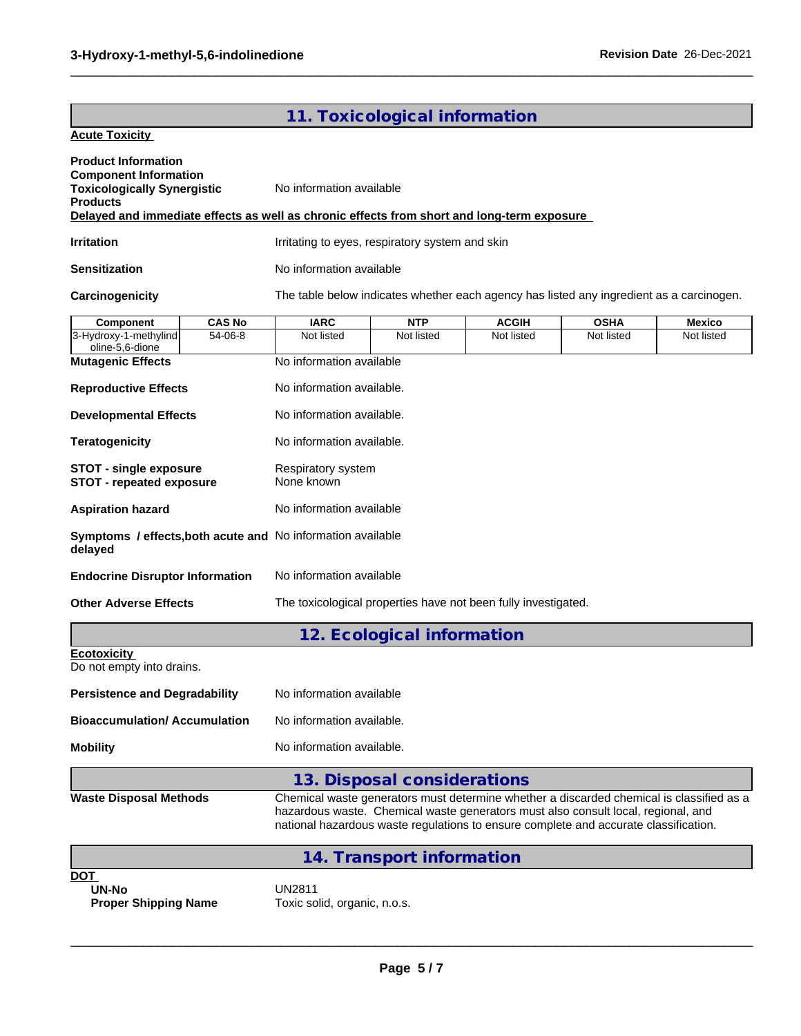## 11. Toxicological information

**Acute Toxicity**

**Product Information**
**Component Information**
**Toxicologically Synergistic Products** — No information available

**Delayed and immediate effects as well as chronic effects from short and long-term exposure**

**Irritation** — Irritating to eyes, respiratory system and skin

**Sensitization** — No information available

**Carcinogenicity** — The table below indicates whether each agency has listed any ingredient as a carcinogen.

| Component | CAS No | IARC | NTP | ACGIH | OSHA | Mexico |
|---|---|---|---|---|---|---|
| 3-Hydroxy-1-methylindoline-5,6-dione | 54-06-8 | Not listed | Not listed | Not listed | Not listed | Not listed |

**Mutagenic Effects** — No information available

**Reproductive Effects** — No information available.

**Developmental Effects** — No information available.

**Teratogenicity** — No information available.

**STOT - single exposure** — Respiratory system
**STOT - repeated exposure** — None known

**Aspiration hazard** — No information available

**Symptoms / effects,both acute and delayed** — No information available

**Endocrine Disruptor Information** — No information available

**Other Adverse Effects** — The toxicological properties have not been fully investigated.

## 12. Ecological information

**Ecotoxicity**
Do not empty into drains.

**Persistence and Degradability** — No information available

**Bioaccumulation/ Accumulation** — No information available.

**Mobility** — No information available.

## 13. Disposal considerations

**Waste Disposal Methods** — Chemical waste generators must determine whether a discarded chemical is classified as a hazardous waste. Chemical waste generators must also consult local, regional, and national hazardous waste regulations to ensure complete and accurate classification.

## 14. Transport information

**DOT**

**UN-No** — UN2811
**Proper Shipping Name** — Toxic solid, organic, n.o.s.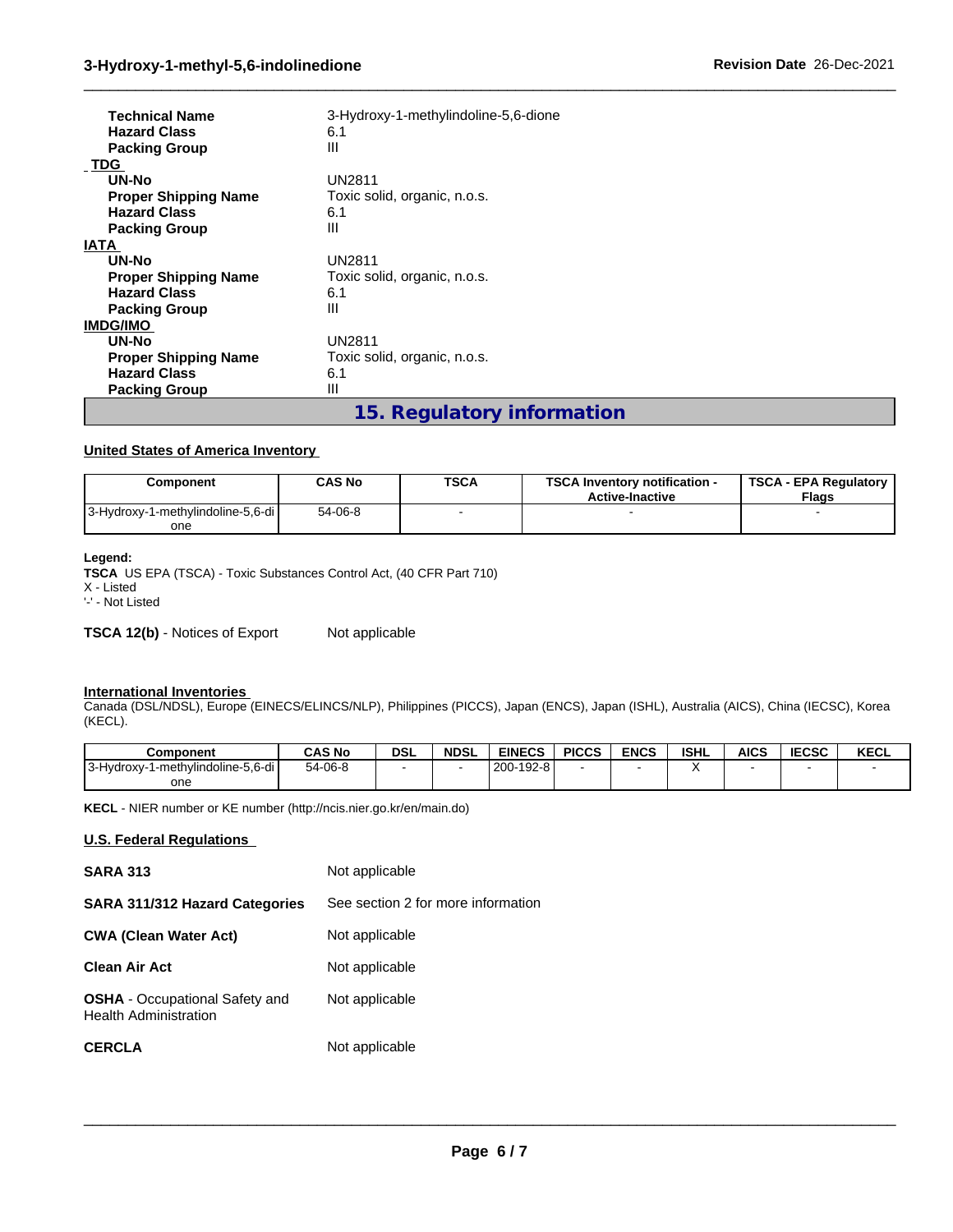| | |
|---|---|
| **Technical Name** | 3-Hydroxy-1-methylindoline-5,6-dione |
| **Hazard Class** | 6.1 |
| **Packing Group** | III |

**TDG**

| | |
|---|---|
| **UN-No** | UN2811 |
| **Proper Shipping Name** | Toxic solid, organic, n.o.s. |
| **Hazard Class** | 6.1 |
| **Packing Group** | III |

**IATA**

| | |
|---|---|
| **UN-No** | UN2811 |
| **Proper Shipping Name** | Toxic solid, organic, n.o.s. |
| **Hazard Class** | 6.1 |
| **Packing Group** | III |

**IMDG/IMO**

| | |
|---|---|
| **UN-No** | UN2811 |
| **Proper Shipping Name** | Toxic solid, organic, n.o.s. |
| **Hazard Class** | 6.1 |
| **Packing Group** | III |

## 15. Regulatory information

**United States of America Inventory**

| Component | CAS No | TSCA | TSCA Inventory notification - Active-Inactive | TSCA - EPA Regulatory Flags |
|---|---|---|---|---|
| 3-Hydroxy-1-methylindoline-5,6-dione | 54-06-8 | - | - | - |

**Legend:**
**TSCA** US EPA (TSCA) - Toxic Substances Control Act, (40 CFR Part 710)
X - Listed
'-' - Not Listed

**TSCA 12(b)** - Notices of Export Not applicable

**International Inventories**
Canada (DSL/NDSL), Europe (EINECS/ELINCS/NLP), Philippines (PICCS), Japan (ENCS), Japan (ISHL), Australia (AICS), China (IECSC), Korea (KECL).

| Component | CAS No | DSL | NDSL | EINECS | PICCS | ENCS | ISHL | AICS | IECSC | KECL |
|---|---|---|---|---|---|---|---|---|---|---|
| 3-Hydroxy-1-methylindoline-5,6-dione | 54-06-8 | - | - | 200-192-8 | - | - | X | - | - | - |

**KECL** - NIER number or KE number (http://ncis.nier.go.kr/en/main.do)

**U.S. Federal Regulations**

| | |
|---|---|
| **SARA 313** | Not applicable |
| **SARA 311/312 Hazard Categories** | See section 2 for more information |
| **CWA (Clean Water Act)** | Not applicable |
| **Clean Air Act** | Not applicable |
| **OSHA** - Occupational Safety and Health Administration | Not applicable |
| **CERCLA** | Not applicable |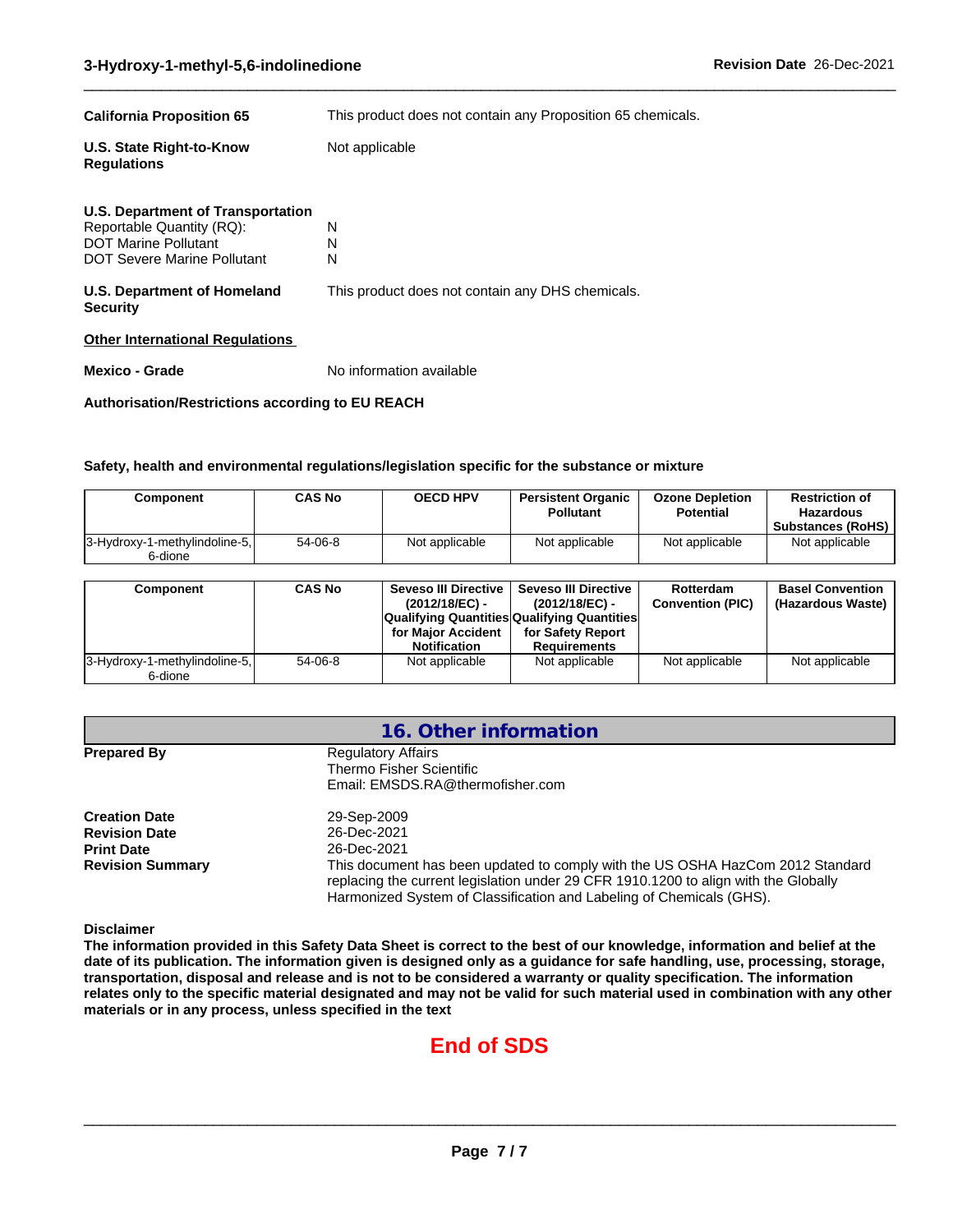**California Proposition 65** This product does not contain any Proposition 65 chemicals.

**U.S. State Right-to-Know Regulations** Not applicable

**U.S. Department of Transportation**

Reportable Quantity (RQ): N

DOT Marine Pollutant N

DOT Severe Marine Pollutant N

**U.S. Department of Homeland Security** This product does not contain any DHS chemicals.

**Other International Regulations**

**Mexico - Grade** No information available

**Authorisation/Restrictions according to EU REACH**

**Safety, health and environmental regulations/legislation specific for the substance or mixture**

| Component | CAS No | OECD HPV | Persistent Organic Pollutant | Ozone Depletion Potential | Restriction of Hazardous Substances (RoHS) |
|---|---|---|---|---|---|
| 3-Hydroxy-1-methylindoline-5,6-dione | 54-06-8 | Not applicable | Not applicable | Not applicable | Not applicable |

| Component | CAS No | Seveso III Directive (2012/18/EC) - Qualifying Quantities for Major Accident Notification | Seveso III Directive (2012/18/EC) - Qualifying Quantities for Safety Report Requirements | Rotterdam Convention (PIC) | Basel Convention (Hazardous Waste) |
|---|---|---|---|---|---|
| 3-Hydroxy-1-methylindoline-5,6-dione | 54-06-8 | Not applicable | Not applicable | Not applicable | Not applicable |

## 16. Other information

**Prepared By** Regulatory Affairs
Thermo Fisher Scientific
Email: EMSDS.RA@thermofisher.com

**Creation Date** 29-Sep-2009

**Revision Date** 26-Dec-2021

**Print Date** 26-Dec-2021

**Revision Summary** This document has been updated to comply with the US OSHA HazCom 2012 Standard replacing the current legislation under 29 CFR 1910.1200 to align with the Globally Harmonized System of Classification and Labeling of Chemicals (GHS).

**Disclaimer**

**The information provided in this Safety Data Sheet is correct to the best of our knowledge, information and belief at the date of its publication. The information given is designed only as a guidance for safe handling, use, processing, storage, transportation, disposal and release and is not to be considered a warranty or quality specification. The information relates only to the specific material designated and may not be valid for such material used in combination with any other materials or in any process, unless specified in the text**

**End of SDS**